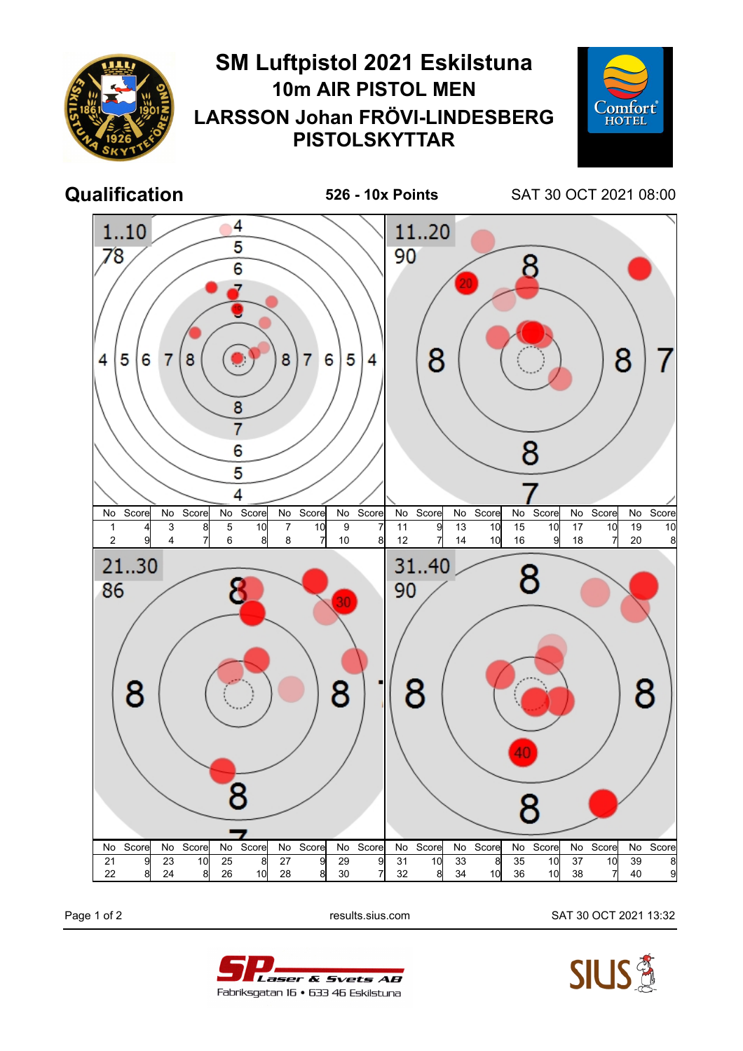# SM Luftpistol 2021 Eskilstuna

## 10m AIR PISTOL MEN

## LARSSON Johan FRÖVI-LINDESBERG PISTOLSKYTTAR

**Qualification** | **526 - 10x Points** | SAT 30 OCT 2021 08:00

**1..10** — 78

| No | Score | No | Score | No | Score | No | Score | No | Score |
|---|---|---|---|---|---|---|---|---|---|
| 1 | 4 | 3 | 8 | 5 | 10 | 7 | 10 | 9 | 7 |
| 2 | 9 | 4 | 7 | 6 | 8 | 8 | 7 | 10 | 8 |

**11..20** — 90

| No | Score | No | Score | No | Score | No | Score | No | Score |
|---|---|---|---|---|---|---|---|---|---|
| 11 | 9 | 13 | 10 | 15 | 10 | 17 | 10 | 19 | 10 |
| 12 | 7 | 14 | 10 | 16 | 9 | 18 | 7 | 20 | 8 |

**21..30** — 86

| No | Score | No | Score | No | Score | No | Score | No | Score |
|---|---|---|---|---|---|---|---|---|---|
| 21 | 9 | 23 | 10 | 25 | 8 | 27 | 9 | 29 | 9 |
| 22 | 8 | 24 | 8 | 26 | 10 | 28 | 8 | 30 | 7 |

**31..40** — 90

| No | Score | No | Score | No | Score | No | Score | No | Score |
|---|---|---|---|---|---|---|---|---|---|
| 31 | 10 | 33 | 8 | 35 | 10 | 37 | 10 | 39 | 8 |
| 32 | 8 | 34 | 10 | 36 | 10 | 38 | 7 | 40 | 9 |

results.sius.com — SAT 30 OCT 2021 13:32

SP Laser & Svets AB
Fabriksgatan 16 • 633 46 Eskilstuna

SIUS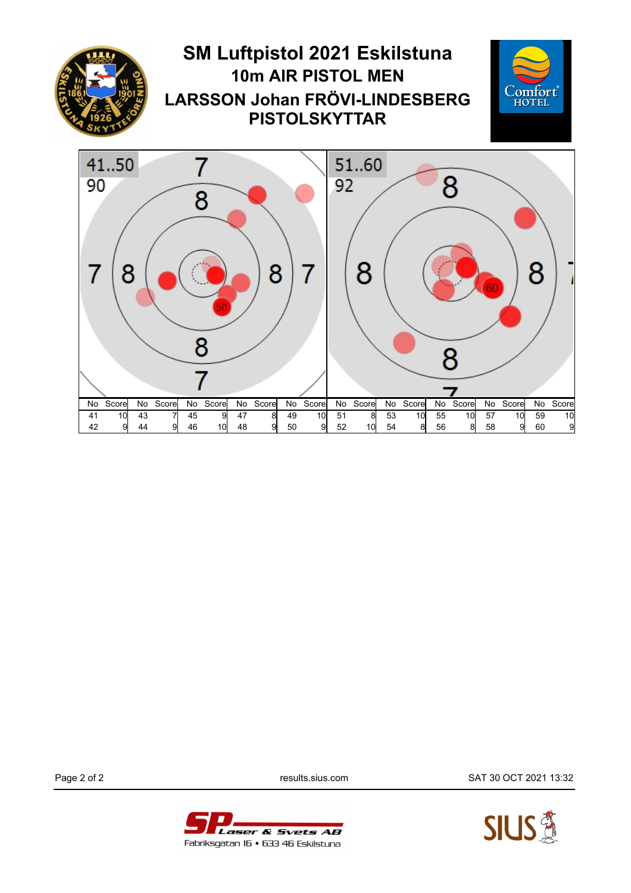# SM Luftpistol 2021 Eskilstuna

## 10m AIR PISTOL MEN

## LARSSON Johan FRÖVI-LINDESBERG PISTOLSKYTTAR

41..50
90

51..60
92

| No | Score | No | Score | No | Score | No | Score | No | Score | No | Score | No | Score | No | Score | No | Score | No | Score |
|---|---|---|---|---|---|---|---|---|---|---|---|---|---|---|---|---|---|---|---|
| 41 | 10 | 43 | 7 | 45 | 9 | 47 | 8 | 49 | 10 | 51 | 8 | 53 | 10 | 55 | 10 | 57 | 10 | 59 | 10 |
| 42 | 9 | 44 | 9 | 46 | 10 | 48 | 9 | 50 | 9 | 52 | 10 | 54 | 8 | 56 | 8 | 58 | 9 | 60 | 9 |

results.sius.com

SAT 30 OCT 2021 13:32

SP Laser & Svets AB
Fabriksgatan 16 • 633 46 Eskilstuna